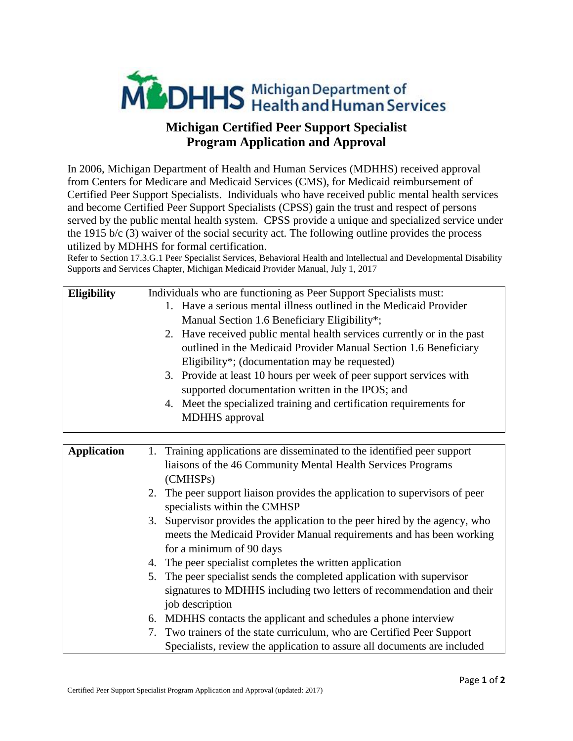# Michigan Certified Peer Support Specialist Program Application and Approval

In 2006, Michigan Department of Health and Human Services (MDHHS) received approval from Centers for Medicare and Medicaid Services (CMS), for Medicaid reimbursement of Certified Peer Support Specialists. Individuals who have received public mental health services and become Certified Peer Support Specialists (CPSS) gain the trust and respect of persons served by the public mental health system. CPSS provide a unique and specialized service under the 1915 b/c (3) waiver of the social security act. The following outline provides the process utilized by MDHHS for formal certification.

Refer to Section 17.3.G.1 Peer Specialist Services, Behavioral Health and Intellectual and Developmental Disability Supports and Services Chapter, Michigan Medicaid Provider Manual, July 1, 2017

| | |
|---|---|
| **Eligibility** | Individuals who are functioning as Peer Support Specialists must:<br>1. Have a serious mental illness outlined in the Medicaid Provider Manual Section 1.6 Beneficiary Eligibility*;<br>2. Have received public mental health services currently or in the past outlined in the Medicaid Provider Manual Section 1.6 Beneficiary Eligibility*; (documentation may be requested)<br>3. Provide at least 10 hours per week of peer support services with supported documentation written in the IPOS; and<br>4. Meet the specialized training and certification requirements for MDHHS approval |

| | |
|---|---|
| **Application** | 1. Training applications are disseminated to the identified peer support liaisons of the 46 Community Mental Health Services Programs (CMHSPs)<br>2. The peer support liaison provides the application to supervisors of peer specialists within the CMHSP<br>3. Supervisor provides the application to the peer hired by the agency, who meets the Medicaid Provider Manual requirements and has been working for a minimum of 90 days<br>4. The peer specialist completes the written application<br>5. The peer specialist sends the completed application with supervisor signatures to MDHHS including two letters of recommendation and their job description<br>6. MDHHS contacts the applicant and schedules a phone interview<br>7. Two trainers of the state curriculum, who are Certified Peer Support Specialists, review the application to assure all documents are included |

Certified Peer Support Specialist Program Application and Approval (updated: 2017)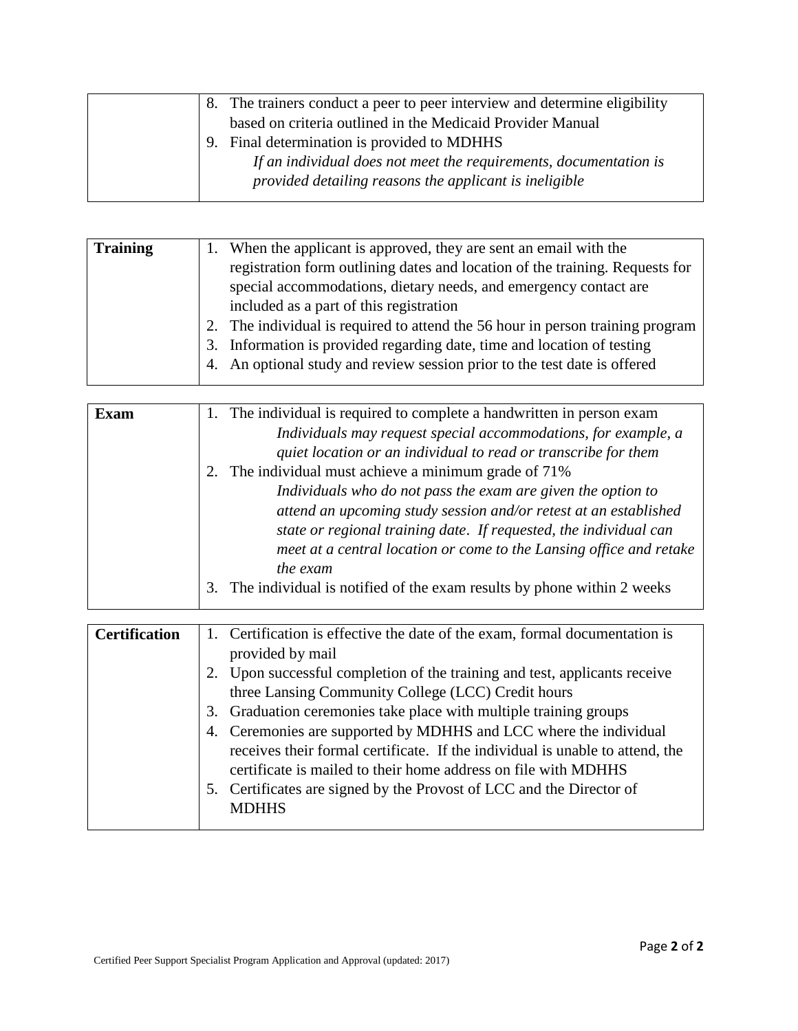| | |
|---|---|
| | 8. The trainers conduct a peer to peer interview and determine eligibility based on criteria outlined in the Medicaid Provider Manual<br>9. Final determination is provided to MDHHS<br>*If an individual does not meet the requirements, documentation is provided detailing reasons the applicant is ineligible* |

| | |
|---|---|
| **Training** | 1. When the applicant is approved, they are sent an email with the registration form outlining dates and location of the training. Requests for special accommodations, dietary needs, and emergency contact are included as a part of this registration<br>2. The individual is required to attend the 56 hour in person training program<br>3. Information is provided regarding date, time and location of testing<br>4. An optional study and review session prior to the test date is offered |

| | |
|---|---|
| **Exam** | 1. The individual is required to complete a handwritten in person exam<br>*Individuals may request special accommodations, for example, a quiet location or an individual to read or transcribe for them*<br>2. The individual must achieve a minimum grade of 71%<br>*Individuals who do not pass the exam are given the option to attend an upcoming study session and/or retest at an established state or regional training date. If requested, the individual can meet at a central location or come to the Lansing office and retake the exam*<br>3. The individual is notified of the exam results by phone within 2 weeks |

| | |
|---|---|
| **Certification** | 1. Certification is effective the date of the exam, formal documentation is provided by mail<br>2. Upon successful completion of the training and test, applicants receive three Lansing Community College (LCC) Credit hours<br>3. Graduation ceremonies take place with multiple training groups<br>4. Ceremonies are supported by MDHHS and LCC where the individual receives their formal certificate. If the individual is unable to attend, the certificate is mailed to their home address on file with MDHHS<br>5. Certificates are signed by the Provost of LCC and the Director of MDHHS |